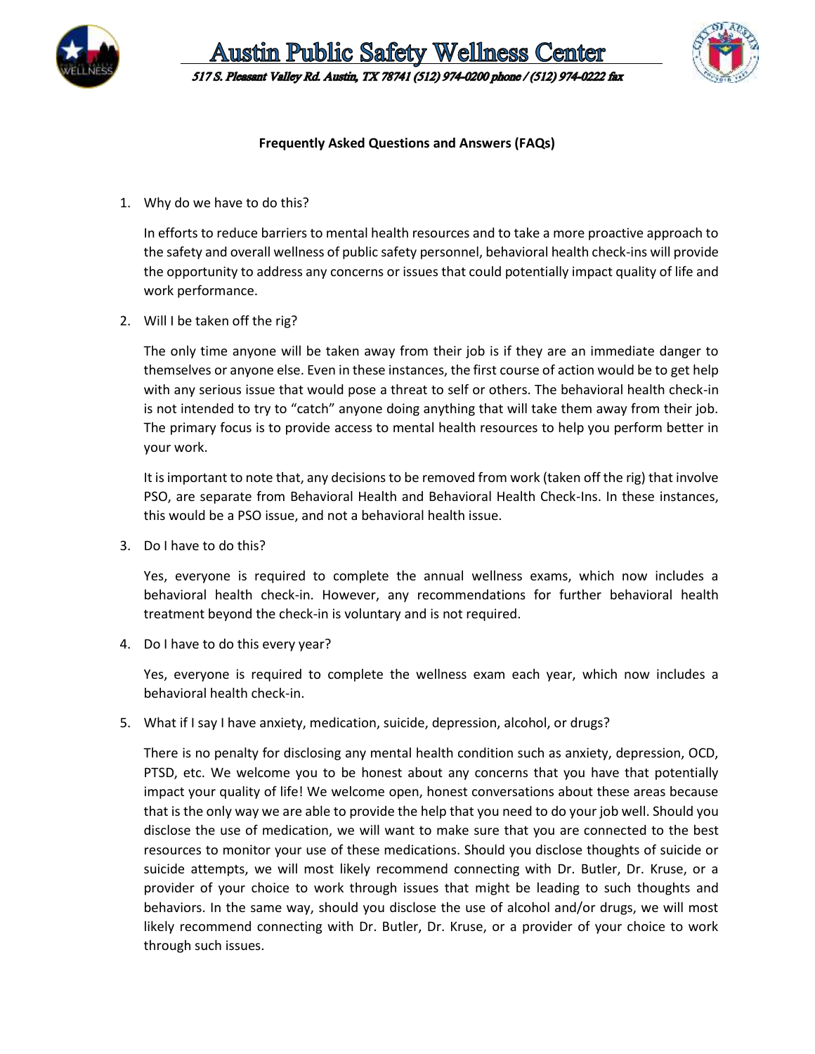# Austin Public Safety Wellness Center

*517 S. Pleasant Valley Rd. Austin, TX 78741 (512) 974-0200 phone / (512) 974-0222 fax*

**Frequently Asked Questions and Answers (FAQs)**

1. Why do we have to do this?

   In efforts to reduce barriers to mental health resources and to take a more proactive approach to the safety and overall wellness of public safety personnel, behavioral health check-ins will provide the opportunity to address any concerns or issues that could potentially impact quality of life and work performance.

2. Will I be taken off the rig?

   The only time anyone will be taken away from their job is if they are an immediate danger to themselves or anyone else. Even in these instances, the first course of action would be to get help with any serious issue that would pose a threat to self or others. The behavioral health check-in is not intended to try to "catch" anyone doing anything that will take them away from their job. The primary focus is to provide access to mental health resources to help you perform better in your work.

   It is important to note that, any decisions to be removed from work (taken off the rig) that involve PSO, are separate from Behavioral Health and Behavioral Health Check-Ins. In these instances, this would be a PSO issue, and not a behavioral health issue.

3. Do I have to do this?

   Yes, everyone is required to complete the annual wellness exams, which now includes a behavioral health check-in. However, any recommendations for further behavioral health treatment beyond the check-in is voluntary and is not required.

4. Do I have to do this every year?

   Yes, everyone is required to complete the wellness exam each year, which now includes a behavioral health check-in.

5. What if I say I have anxiety, medication, suicide, depression, alcohol, or drugs?

   There is no penalty for disclosing any mental health condition such as anxiety, depression, OCD, PTSD, etc. We welcome you to be honest about any concerns that you have that potentially impact your quality of life! We welcome open, honest conversations about these areas because that is the only way we are able to provide the help that you need to do your job well. Should you disclose the use of medication, we will want to make sure that you are connected to the best resources to monitor your use of these medications. Should you disclose thoughts of suicide or suicide attempts, we will most likely recommend connecting with Dr. Butler, Dr. Kruse, or a provider of your choice to work through issues that might be leading to such thoughts and behaviors. In the same way, should you disclose the use of alcohol and/or drugs, we will most likely recommend connecting with Dr. Butler, Dr. Kruse, or a provider of your choice to work through such issues.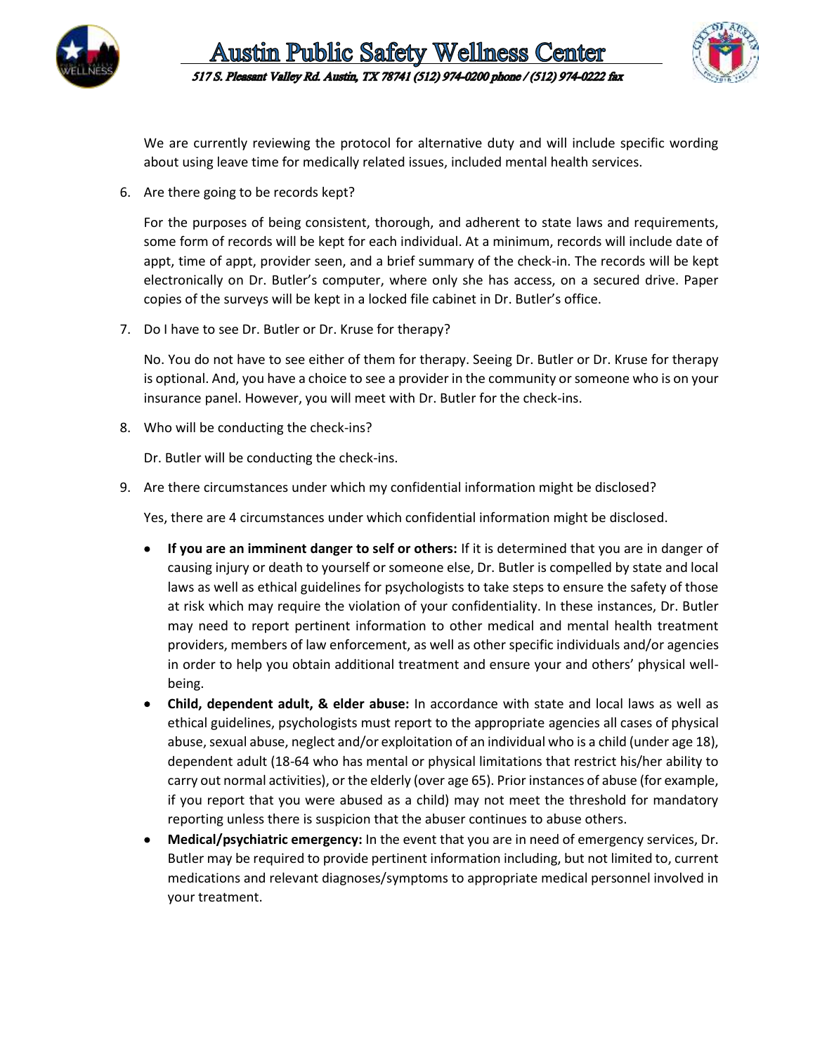We are currently reviewing the protocol for alternative duty and will include specific wording about using leave time for medically related issues, included mental health services.

6. Are there going to be records kept?

   For the purposes of being consistent, thorough, and adherent to state laws and requirements, some form of records will be kept for each individual. At a minimum, records will include date of appt, time of appt, provider seen, and a brief summary of the check-in. The records will be kept electronically on Dr. Butler's computer, where only she has access, on a secured drive. Paper copies of the surveys will be kept in a locked file cabinet in Dr. Butler's office.

7. Do I have to see Dr. Butler or Dr. Kruse for therapy?

   No. You do not have to see either of them for therapy. Seeing Dr. Butler or Dr. Kruse for therapy is optional. And, you have a choice to see a provider in the community or someone who is on your insurance panel. However, you will meet with Dr. Butler for the check-ins.

8. Who will be conducting the check-ins?

   Dr. Butler will be conducting the check-ins.

9. Are there circumstances under which my confidential information might be disclosed?

   Yes, there are 4 circumstances under which confidential information might be disclosed.

   - **If you are an imminent danger to self or others:** If it is determined that you are in danger of causing injury or death to yourself or someone else, Dr. Butler is compelled by state and local laws as well as ethical guidelines for psychologists to take steps to ensure the safety of those at risk which may require the violation of your confidentiality. In these instances, Dr. Butler may need to report pertinent information to other medical and mental health treatment providers, members of law enforcement, as well as other specific individuals and/or agencies in order to help you obtain additional treatment and ensure your and others' physical well-being.
   - **Child, dependent adult, & elder abuse:** In accordance with state and local laws as well as ethical guidelines, psychologists must report to the appropriate agencies all cases of physical abuse, sexual abuse, neglect and/or exploitation of an individual who is a child (under age 18), dependent adult (18-64 who has mental or physical limitations that restrict his/her ability to carry out normal activities), or the elderly (over age 65). Prior instances of abuse (for example, if you report that you were abused as a child) may not meet the threshold for mandatory reporting unless there is suspicion that the abuser continues to abuse others.
   - **Medical/psychiatric emergency:** In the event that you are in need of emergency services, Dr. Butler may be required to provide pertinent information including, but not limited to, current medications and relevant diagnoses/symptoms to appropriate medical personnel involved in your treatment.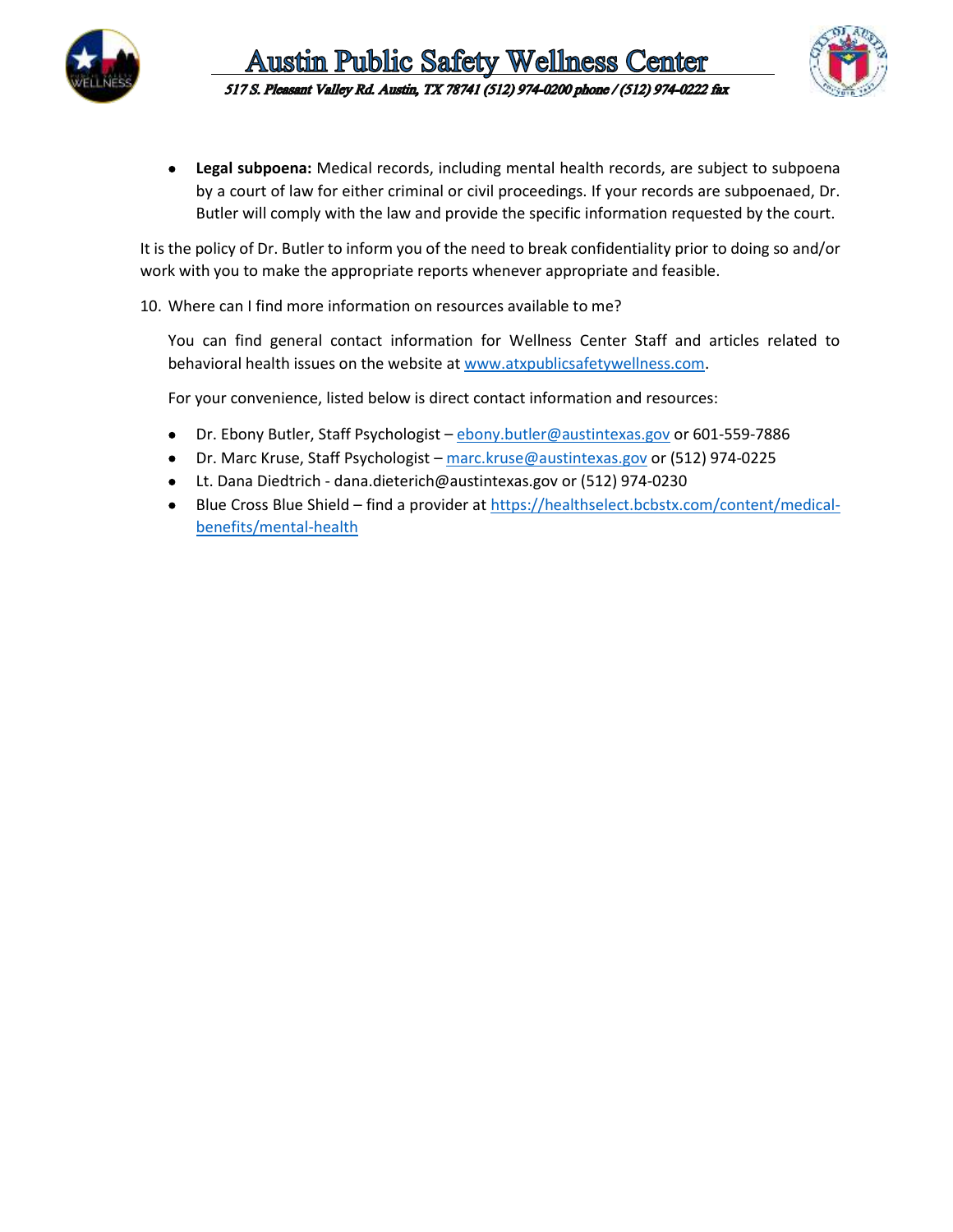- **Legal subpoena:** Medical records, including mental health records, are subject to subpoena by a court of law for either criminal or civil proceedings. If your records are subpoenaed, Dr. Butler will comply with the law and provide the specific information requested by the court.

It is the policy of Dr. Butler to inform you of the need to break confidentiality prior to doing so and/or work with you to make the appropriate reports whenever appropriate and feasible.

10. Where can I find more information on resources available to me?

    You can find general contact information for Wellness Center Staff and articles related to behavioral health issues on the website at www.atxpublicsafetywellness.com.

    For your convenience, listed below is direct contact information and resources:

- Dr. Ebony Butler, Staff Psychologist – ebony.butler@austintexas.gov or 601-559-7886
- Dr. Marc Kruse, Staff Psychologist – marc.kruse@austintexas.gov or (512) 974-0225
- Lt. Dana Diedtrich - dana.dieterich@austintexas.gov or (512) 974-0230
- Blue Cross Blue Shield – find a provider at https://healthselect.bcbstx.com/content/medical-benefits/mental-health